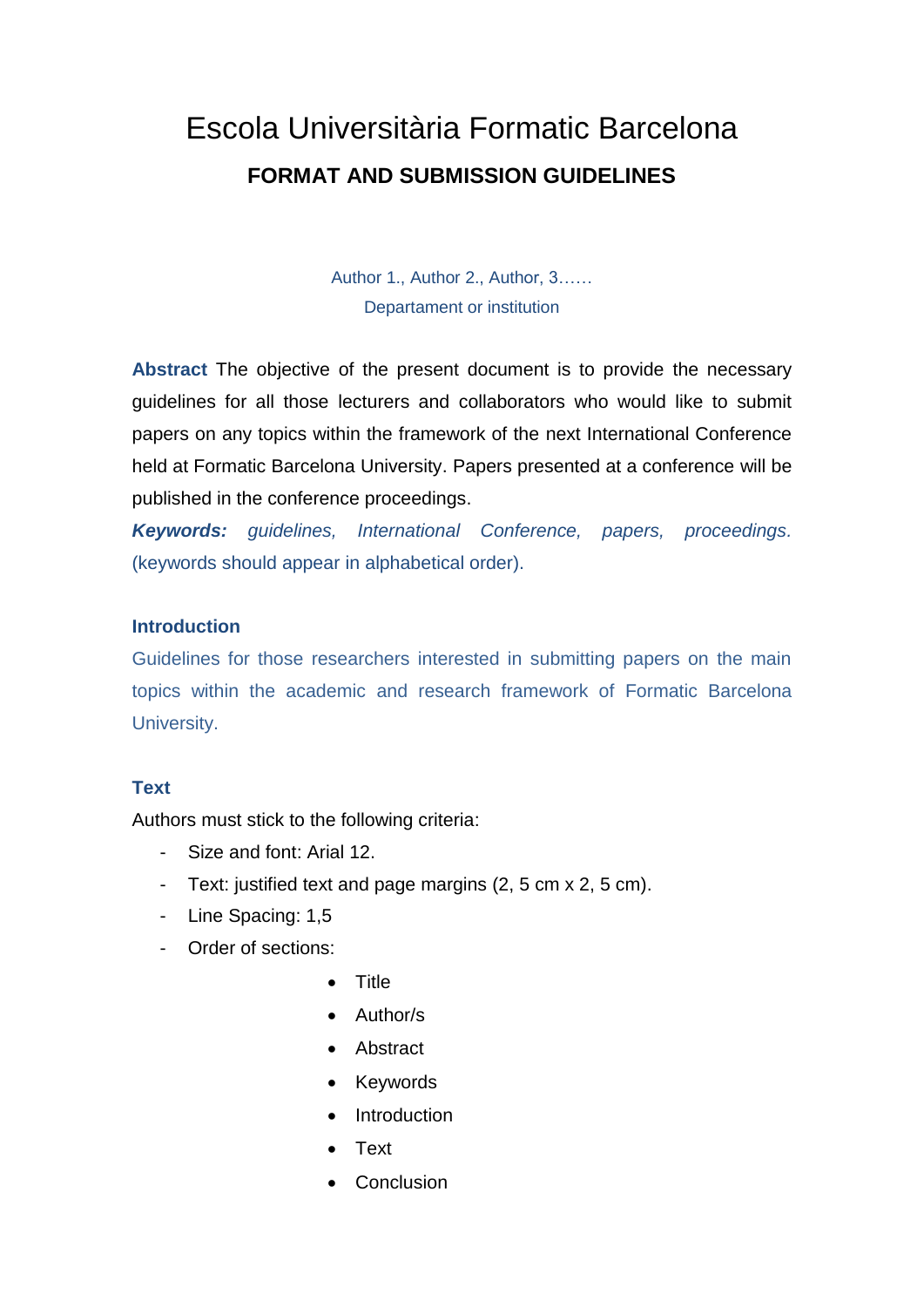# Escola Universitària Formatic Barcelona

## FORMAT AND SUBMISSION GUIDELINES

Author 1., Author 2., Author, 3……

Departament or institution

**Abstract** The objective of the present document is to provide the necessary guidelines for all those lecturers and collaborators who would like to submit papers on any topics within the framework of the next International Conference held at Formatic Barcelona University. Papers presented at a conference will be published in the conference proceedings.

***Keywords:*** *guidelines, International Conference, papers, proceedings.* (keywords should appear in alphabetical order).

### Introduction

Guidelines for those researchers interested in submitting papers on the main topics within the academic and research framework of Formatic Barcelona University.

### Text

Authors must stick to the following criteria:

- Size and font: Arial 12.
- Text: justified text and page margins (2, 5 cm x 2, 5 cm).
- Line Spacing: 1,5
- Order of sections:
    - Title
    - Author/s
    - Abstract
    - Keywords
    - Introduction
    - Text
    - Conclusion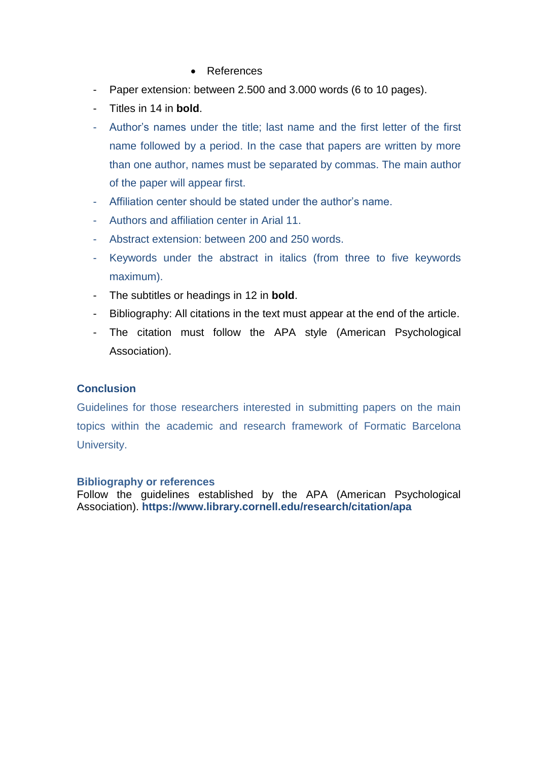- References

- Paper extension: between 2.500 and 3.000 words (6 to 10 pages).
- Titles in 14 in **bold**.
- Author's names under the title; last name and the first letter of the first name followed by a period. In the case that papers are written by more than one author, names must be separated by commas. The main author of the paper will appear first.
- Affiliation center should be stated under the author's name.
- Authors and affiliation center in Arial 11.
- Abstract extension: between 200 and 250 words.
- Keywords under the abstract in italics (from three to five keywords maximum).
- The subtitles or headings in 12 in **bold**.
- Bibliography: All citations in the text must appear at the end of the article.
- The citation must follow the APA style (American Psychological Association).

## Conclusion

Guidelines for those researchers interested in submitting papers on the main topics within the academic and research framework of Formatic Barcelona University.

## Bibliography or references

Follow the guidelines established by the APA (American Psychological Association). **https://www.library.cornell.edu/research/citation/apa**